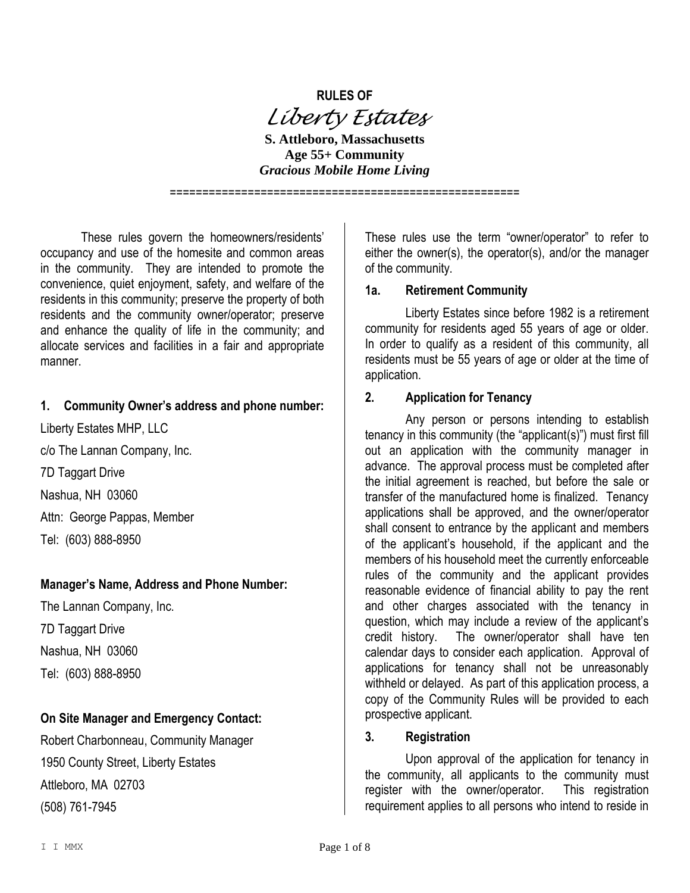**RULES OF**

# *Liberty Estates*

**S. Attleboro, Massachusetts**
**Age 55+ Community**
***Gracious Mobile Home Living***

=====================================================

These rules govern the homeowners/residents' occupancy and use of the homesite and common areas in the community. They are intended to promote the convenience, quiet enjoyment, safety, and welfare of the residents in this community; preserve the property of both residents and the community owner/operator; preserve and enhance the quality of life in the community; and allocate services and facilities in a fair and appropriate manner.

### 1. Community Owner's address and phone number:

Liberty Estates MHP, LLC

c/o The Lannan Company, Inc.

7D Taggart Drive

Nashua, NH 03060

Attn: George Pappas, Member

Tel: (603) 888-8950

### Manager's Name, Address and Phone Number:

The Lannan Company, Inc.

7D Taggart Drive

Nashua, NH 03060

Tel: (603) 888-8950

### On Site Manager and Emergency Contact:

Robert Charbonneau, Community Manager

1950 County Street, Liberty Estates

Attleboro, MA 02703

(508) 761-7945

These rules use the term "owner/operator" to refer to either the owner(s), the operator(s), and/or the manager of the community.

### 1a. Retirement Community

Liberty Estates since before 1982 is a retirement community for residents aged 55 years of age or older. In order to qualify as a resident of this community, all residents must be 55 years of age or older at the time of application.

### 2. Application for Tenancy

Any person or persons intending to establish tenancy in this community (the "applicant(s)") must first fill out an application with the community manager in advance. The approval process must be completed after the initial agreement is reached, but before the sale or transfer of the manufactured home is finalized. Tenancy applications shall be approved, and the owner/operator shall consent to entrance by the applicant and members of the applicant's household, if the applicant and the members of his household meet the currently enforceable rules of the community and the applicant provides reasonable evidence of financial ability to pay the rent and other charges associated with the tenancy in question, which may include a review of the applicant's credit history. The owner/operator shall have ten calendar days to consider each application. Approval of applications for tenancy shall not be unreasonably withheld or delayed. As part of this application process, a copy of the Community Rules will be provided to each prospective applicant.

### 3. Registration

Upon approval of the application for tenancy in the community, all applicants to the community must register with the owner/operator. This registration requirement applies to all persons who intend to reside in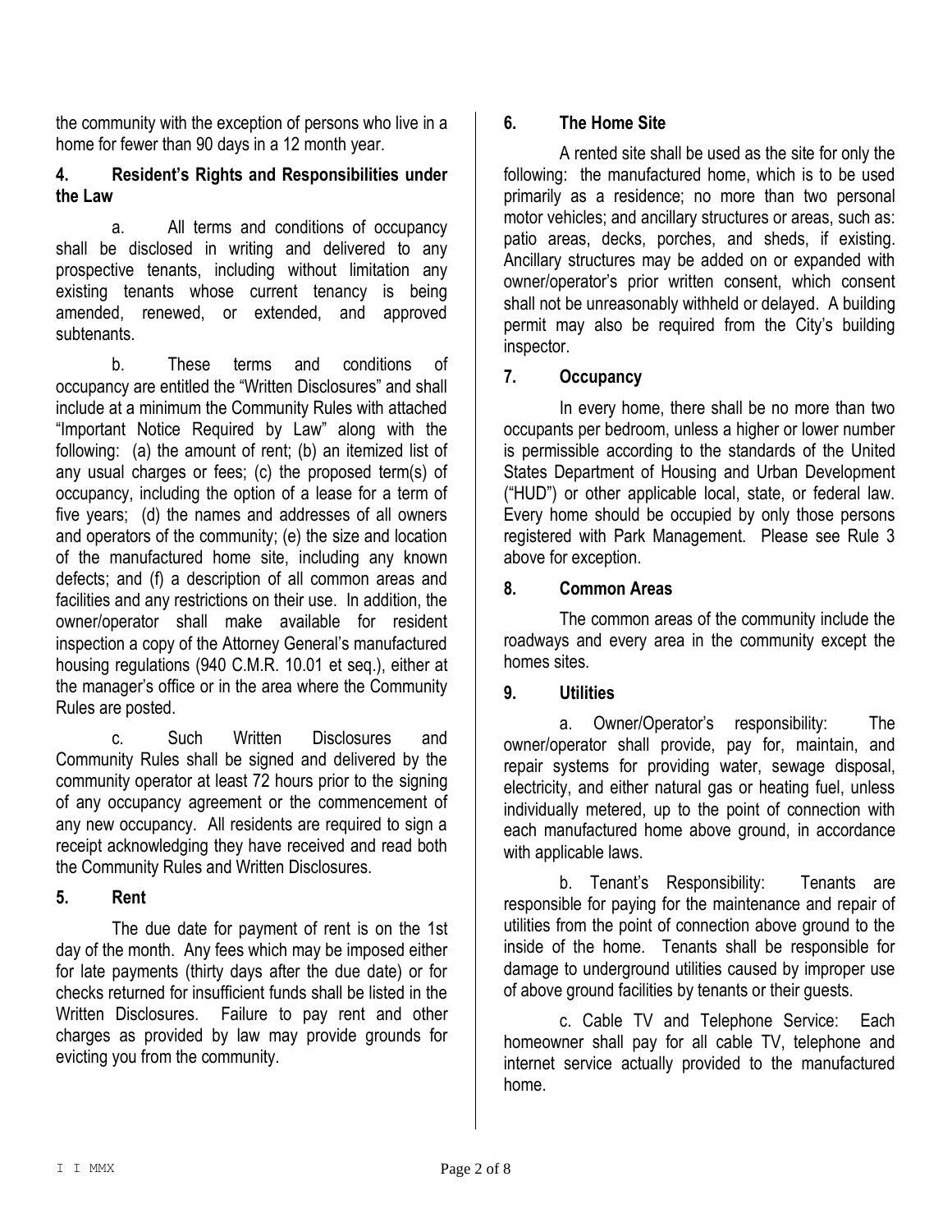the community with the exception of persons who live in a home for fewer than 90 days in a 12 month year.

## 4. Resident's Rights and Responsibilities under the Law

a. All terms and conditions of occupancy shall be disclosed in writing and delivered to any prospective tenants, including without limitation any existing tenants whose current tenancy is being amended, renewed, or extended, and approved subtenants.

b. These terms and conditions of occupancy are entitled the "Written Disclosures" and shall include at a minimum the Community Rules with attached "Important Notice Required by Law" along with the following: (a) the amount of rent; (b) an itemized list of any usual charges or fees; (c) the proposed term(s) of occupancy, including the option of a lease for a term of five years; (d) the names and addresses of all owners and operators of the community; (e) the size and location of the manufactured home site, including any known defects; and (f) a description of all common areas and facilities and any restrictions on their use. In addition, the owner/operator shall make available for resident inspection a copy of the Attorney General's manufactured housing regulations (940 C.M.R. 10.01 et seq.), either at the manager's office or in the area where the Community Rules are posted.

c. Such Written Disclosures and Community Rules shall be signed and delivered by the community operator at least 72 hours prior to the signing of any occupancy agreement or the commencement of any new occupancy. All residents are required to sign a receipt acknowledging they have received and read both the Community Rules and Written Disclosures.

## 5. Rent

The due date for payment of rent is on the 1st day of the month. Any fees which may be imposed either for late payments (thirty days after the due date) or for checks returned for insufficient funds shall be listed in the Written Disclosures. Failure to pay rent and other charges as provided by law may provide grounds for evicting you from the community.

## 6. The Home Site

A rented site shall be used as the site for only the following: the manufactured home, which is to be used primarily as a residence; no more than two personal motor vehicles; and ancillary structures or areas, such as: patio areas, decks, porches, and sheds, if existing. Ancillary structures may be added on or expanded with owner/operator's prior written consent, which consent shall not be unreasonably withheld or delayed. A building permit may also be required from the City's building inspector.

## 7. Occupancy

In every home, there shall be no more than two occupants per bedroom, unless a higher or lower number is permissible according to the standards of the United States Department of Housing and Urban Development ("HUD") or other applicable local, state, or federal law. Every home should be occupied by only those persons registered with Park Management. Please see Rule 3 above for exception.

## 8. Common Areas

The common areas of the community include the roadways and every area in the community except the homes sites.

## 9. Utilities

a. Owner/Operator's responsibility: The owner/operator shall provide, pay for, maintain, and repair systems for providing water, sewage disposal, electricity, and either natural gas or heating fuel, unless individually metered, up to the point of connection with each manufactured home above ground, in accordance with applicable laws.

b. Tenant's Responsibility: Tenants are responsible for paying for the maintenance and repair of utilities from the point of connection above ground to the inside of the home. Tenants shall be responsible for damage to underground utilities caused by improper use of above ground facilities by tenants or their guests.

c. Cable TV and Telephone Service: Each homeowner shall pay for all cable TV, telephone and internet service actually provided to the manufactured home.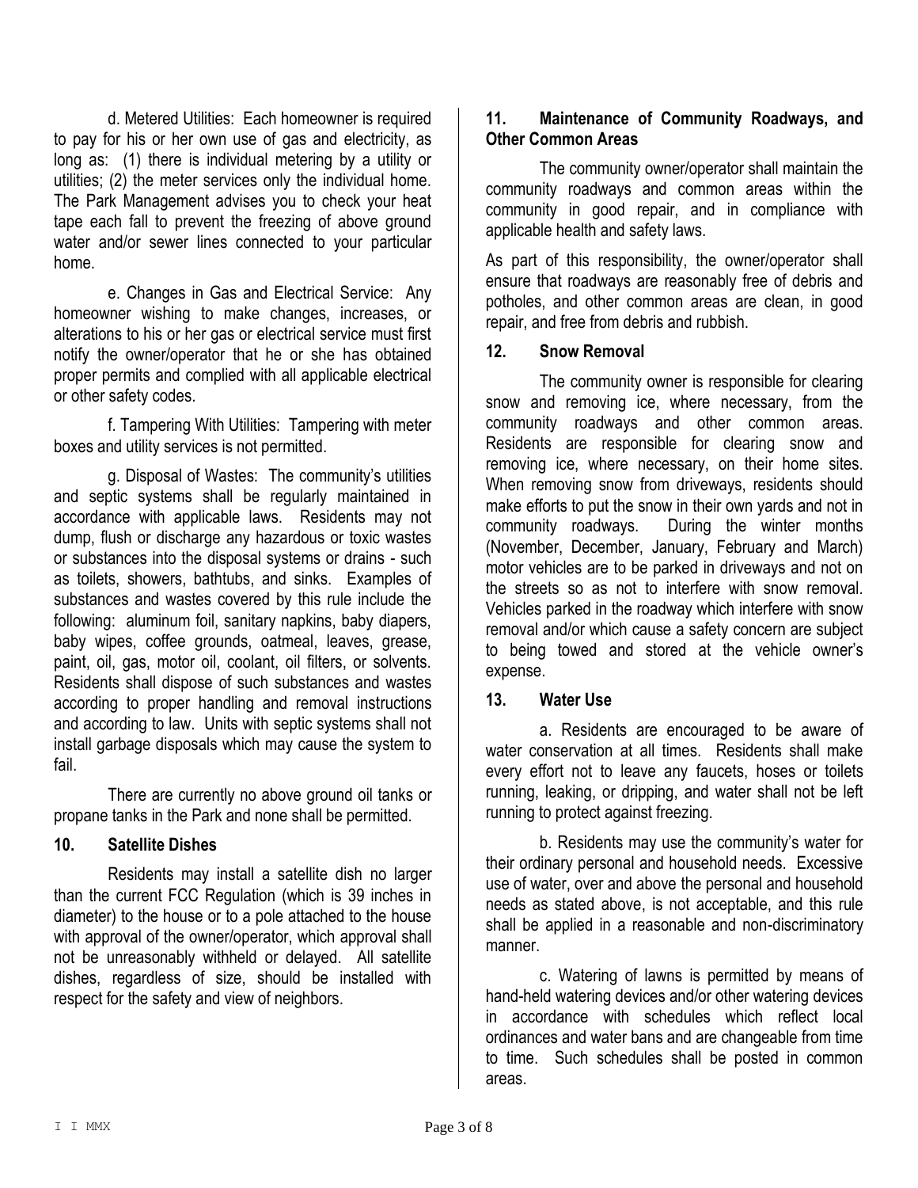d. Metered Utilities: Each homeowner is required to pay for his or her own use of gas and electricity, as long as: (1) there is individual metering by a utility or utilities; (2) the meter services only the individual home. The Park Management advises you to check your heat tape each fall to prevent the freezing of above ground water and/or sewer lines connected to your particular home.

e. Changes in Gas and Electrical Service: Any homeowner wishing to make changes, increases, or alterations to his or her gas or electrical service must first notify the owner/operator that he or she has obtained proper permits and complied with all applicable electrical or other safety codes.

f. Tampering With Utilities: Tampering with meter boxes and utility services is not permitted.

g. Disposal of Wastes: The community's utilities and septic systems shall be regularly maintained in accordance with applicable laws. Residents may not dump, flush or discharge any hazardous or toxic wastes or substances into the disposal systems or drains - such as toilets, showers, bathtubs, and sinks. Examples of substances and wastes covered by this rule include the following: aluminum foil, sanitary napkins, baby diapers, baby wipes, coffee grounds, oatmeal, leaves, grease, paint, oil, gas, motor oil, coolant, oil filters, or solvents. Residents shall dispose of such substances and wastes according to proper handling and removal instructions and according to law. Units with septic systems shall not install garbage disposals which may cause the system to fail.

There are currently no above ground oil tanks or propane tanks in the Park and none shall be permitted.

## 10. Satellite Dishes

Residents may install a satellite dish no larger than the current FCC Regulation (which is 39 inches in diameter) to the house or to a pole attached to the house with approval of the owner/operator, which approval shall not be unreasonably withheld or delayed. All satellite dishes, regardless of size, should be installed with respect for the safety and view of neighbors.

## 11. Maintenance of Community Roadways, and Other Common Areas

The community owner/operator shall maintain the community roadways and common areas within the community in good repair, and in compliance with applicable health and safety laws.

As part of this responsibility, the owner/operator shall ensure that roadways are reasonably free of debris and potholes, and other common areas are clean, in good repair, and free from debris and rubbish.

## 12. Snow Removal

The community owner is responsible for clearing snow and removing ice, where necessary, from the community roadways and other common areas. Residents are responsible for clearing snow and removing ice, where necessary, on their home sites. When removing snow from driveways, residents should make efforts to put the snow in their own yards and not in community roadways. During the winter months (November, December, January, February and March) motor vehicles are to be parked in driveways and not on the streets so as not to interfere with snow removal. Vehicles parked in the roadway which interfere with snow removal and/or which cause a safety concern are subject to being towed and stored at the vehicle owner's expense.

## 13. Water Use

a. Residents are encouraged to be aware of water conservation at all times. Residents shall make every effort not to leave any faucets, hoses or toilets running, leaking, or dripping, and water shall not be left running to protect against freezing.

b. Residents may use the community's water for their ordinary personal and household needs. Excessive use of water, over and above the personal and household needs as stated above, is not acceptable, and this rule shall be applied in a reasonable and non-discriminatory manner.

c. Watering of lawns is permitted by means of hand-held watering devices and/or other watering devices in accordance with schedules which reflect local ordinances and water bans and are changeable from time to time. Such schedules shall be posted in common areas.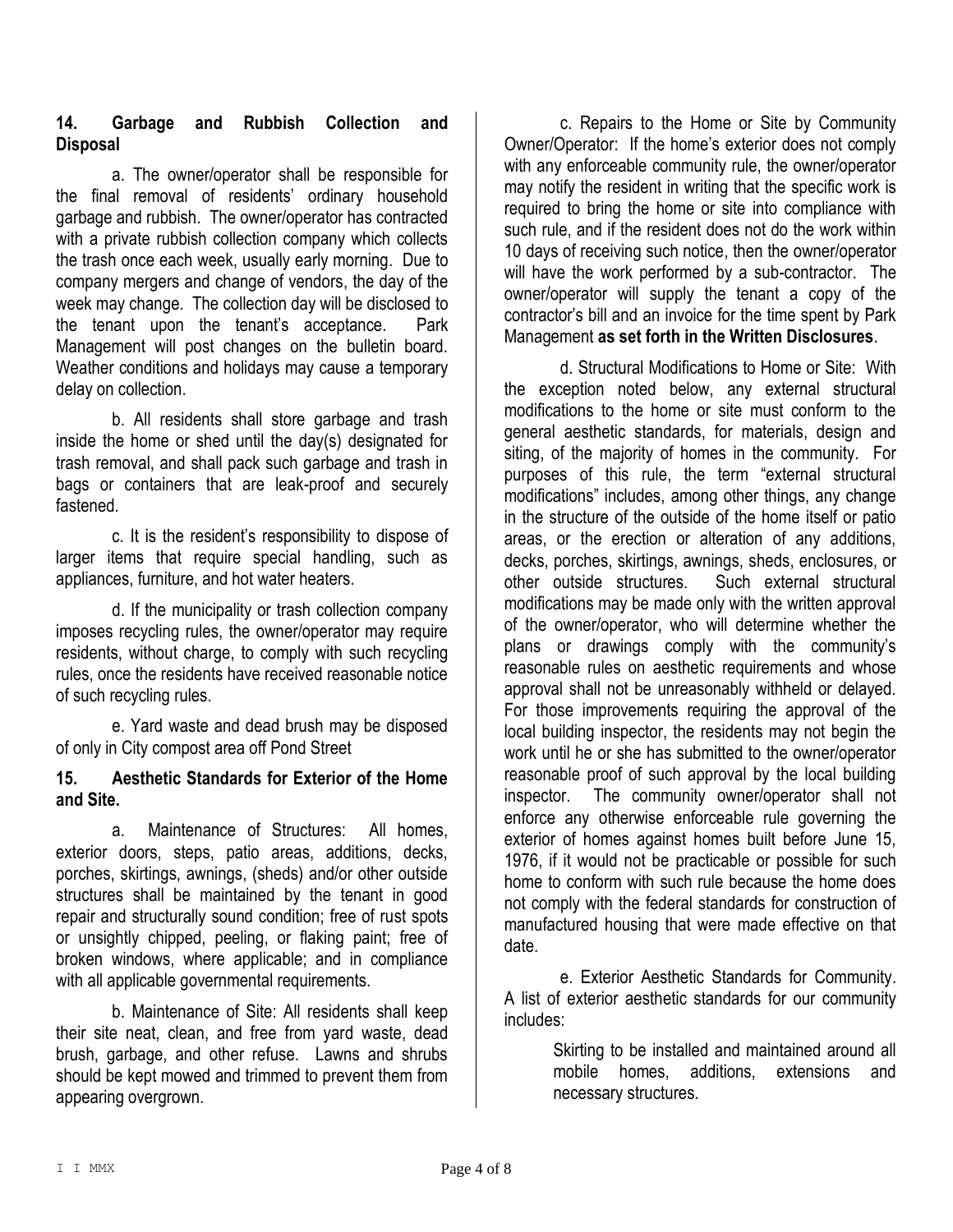## 14. Garbage and Rubbish Collection and Disposal

a. The owner/operator shall be responsible for the final removal of residents' ordinary household garbage and rubbish. The owner/operator has contracted with a private rubbish collection company which collects the trash once each week, usually early morning. Due to company mergers and change of vendors, the day of the week may change. The collection day will be disclosed to the tenant upon the tenant's acceptance. Park Management will post changes on the bulletin board. Weather conditions and holidays may cause a temporary delay on collection.

b. All residents shall store garbage and trash inside the home or shed until the day(s) designated for trash removal, and shall pack such garbage and trash in bags or containers that are leak-proof and securely fastened.

c. It is the resident's responsibility to dispose of larger items that require special handling, such as appliances, furniture, and hot water heaters.

d. If the municipality or trash collection company imposes recycling rules, the owner/operator may require residents, without charge, to comply with such recycling rules, once the residents have received reasonable notice of such recycling rules.

e. Yard waste and dead brush may be disposed of only in City compost area off Pond Street

## 15. Aesthetic Standards for Exterior of the Home and Site.

a. Maintenance of Structures: All homes, exterior doors, steps, patio areas, additions, decks, porches, skirtings, awnings, (sheds) and/or other outside structures shall be maintained by the tenant in good repair and structurally sound condition; free of rust spots or unsightly chipped, peeling, or flaking paint; free of broken windows, where applicable; and in compliance with all applicable governmental requirements.

b. Maintenance of Site: All residents shall keep their site neat, clean, and free from yard waste, dead brush, garbage, and other refuse. Lawns and shrubs should be kept mowed and trimmed to prevent them from appearing overgrown.

c. Repairs to the Home or Site by Community Owner/Operator: If the home's exterior does not comply with any enforceable community rule, the owner/operator may notify the resident in writing that the specific work is required to bring the home or site into compliance with such rule, and if the resident does not do the work within 10 days of receiving such notice, then the owner/operator will have the work performed by a sub-contractor. The owner/operator will supply the tenant a copy of the contractor's bill and an invoice for the time spent by Park Management **as set forth in the Written Disclosures**.

d. Structural Modifications to Home or Site: With the exception noted below, any external structural modifications to the home or site must conform to the general aesthetic standards, for materials, design and siting, of the majority of homes in the community. For purposes of this rule, the term "external structural modifications" includes, among other things, any change in the structure of the outside of the home itself or patio areas, or the erection or alteration of any additions, decks, porches, skirtings, awnings, sheds, enclosures, or other outside structures. Such external structural modifications may be made only with the written approval of the owner/operator, who will determine whether the plans or drawings comply with the community's reasonable rules on aesthetic requirements and whose approval shall not be unreasonably withheld or delayed. For those improvements requiring the approval of the local building inspector, the residents may not begin the work until he or she has submitted to the owner/operator reasonable proof of such approval by the local building inspector. The community owner/operator shall not enforce any otherwise enforceable rule governing the exterior of homes against homes built before June 15, 1976, if it would not be practicable or possible for such home to conform with such rule because the home does not comply with the federal standards for construction of manufactured housing that were made effective on that date.

e. Exterior Aesthetic Standards for Community. A list of exterior aesthetic standards for our community includes:

Skirting to be installed and maintained around all mobile homes, additions, extensions and necessary structures.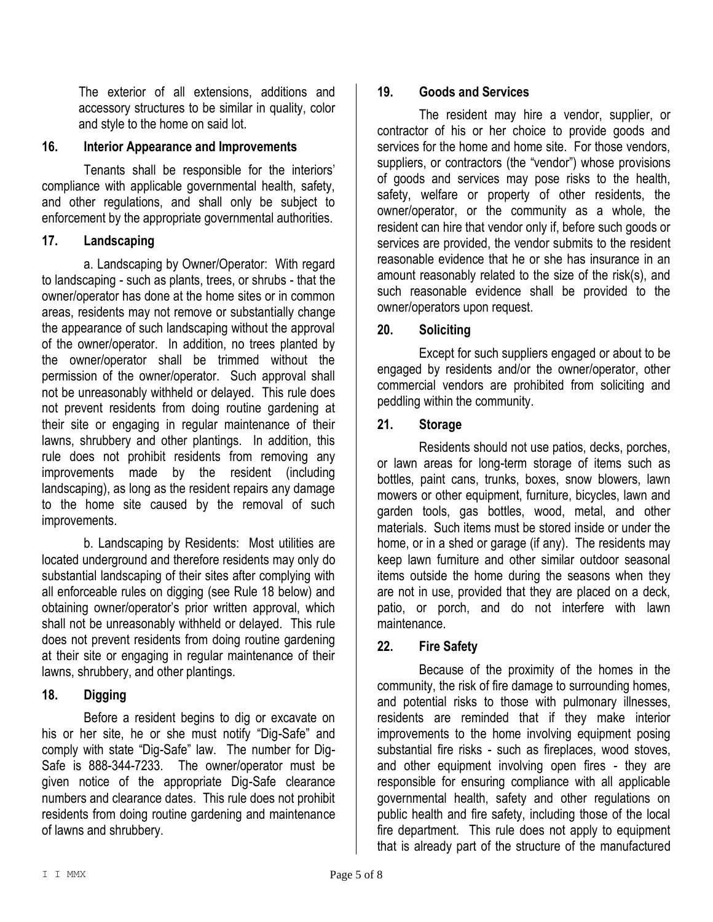The exterior of all extensions, additions and accessory structures to be similar in quality, color and style to the home on said lot.

## 16. Interior Appearance and Improvements

Tenants shall be responsible for the interiors' compliance with applicable governmental health, safety, and other regulations, and shall only be subject to enforcement by the appropriate governmental authorities.

## 17. Landscaping

a. Landscaping by Owner/Operator: With regard to landscaping - such as plants, trees, or shrubs - that the owner/operator has done at the home sites or in common areas, residents may not remove or substantially change the appearance of such landscaping without the approval of the owner/operator. In addition, no trees planted by the owner/operator shall be trimmed without the permission of the owner/operator. Such approval shall not be unreasonably withheld or delayed. This rule does not prevent residents from doing routine gardening at their site or engaging in regular maintenance of their lawns, shrubbery and other plantings. In addition, this rule does not prohibit residents from removing any improvements made by the resident (including landscaping), as long as the resident repairs any damage to the home site caused by the removal of such improvements.

b. Landscaping by Residents: Most utilities are located underground and therefore residents may only do substantial landscaping of their sites after complying with all enforceable rules on digging (see Rule 18 below) and obtaining owner/operator's prior written approval, which shall not be unreasonably withheld or delayed. This rule does not prevent residents from doing routine gardening at their site or engaging in regular maintenance of their lawns, shrubbery, and other plantings.

## 18. Digging

Before a resident begins to dig or excavate on his or her site, he or she must notify "Dig-Safe" and comply with state "Dig-Safe" law. The number for Dig-Safe is 888-344-7233. The owner/operator must be given notice of the appropriate Dig-Safe clearance numbers and clearance dates. This rule does not prohibit residents from doing routine gardening and maintenance of lawns and shrubbery.

## 19. Goods and Services

The resident may hire a vendor, supplier, or contractor of his or her choice to provide goods and services for the home and home site. For those vendors, suppliers, or contractors (the "vendor") whose provisions of goods and services may pose risks to the health, safety, welfare or property of other residents, the owner/operator, or the community as a whole, the resident can hire that vendor only if, before such goods or services are provided, the vendor submits to the resident reasonable evidence that he or she has insurance in an amount reasonably related to the size of the risk(s), and such reasonable evidence shall be provided to the owner/operators upon request.

## 20. Soliciting

Except for such suppliers engaged or about to be engaged by residents and/or the owner/operator, other commercial vendors are prohibited from soliciting and peddling within the community.

## 21. Storage

Residents should not use patios, decks, porches, or lawn areas for long-term storage of items such as bottles, paint cans, trunks, boxes, snow blowers, lawn mowers or other equipment, furniture, bicycles, lawn and garden tools, gas bottles, wood, metal, and other materials. Such items must be stored inside or under the home, or in a shed or garage (if any). The residents may keep lawn furniture and other similar outdoor seasonal items outside the home during the seasons when they are not in use, provided that they are placed on a deck, patio, or porch, and do not interfere with lawn maintenance.

## 22. Fire Safety

Because of the proximity of the homes in the community, the risk of fire damage to surrounding homes, and potential risks to those with pulmonary illnesses, residents are reminded that if they make interior improvements to the home involving equipment posing substantial fire risks - such as fireplaces, wood stoves, and other equipment involving open fires - they are responsible for ensuring compliance with all applicable governmental health, safety and other regulations on public health and fire safety, including those of the local fire department. This rule does not apply to equipment that is already part of the structure of the manufactured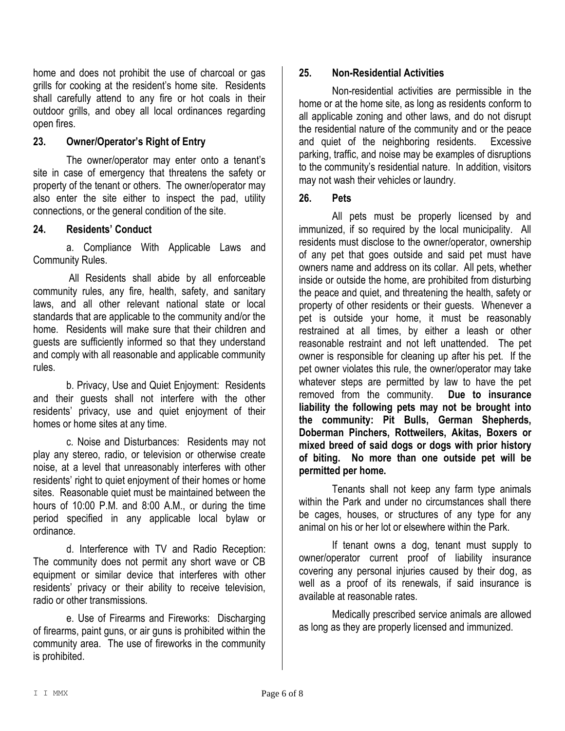home and does not prohibit the use of charcoal or gas grills for cooking at the resident's home site. Residents shall carefully attend to any fire or hot coals in their outdoor grills, and obey all local ordinances regarding open fires.

## 23. Owner/Operator's Right of Entry

The owner/operator may enter onto a tenant's site in case of emergency that threatens the safety or property of the tenant or others. The owner/operator may also enter the site either to inspect the pad, utility connections, or the general condition of the site.

## 24. Residents' Conduct

a. Compliance With Applicable Laws and Community Rules.

All Residents shall abide by all enforceable community rules, any fire, health, safety, and sanitary laws, and all other relevant national state or local standards that are applicable to the community and/or the home. Residents will make sure that their children and guests are sufficiently informed so that they understand and comply with all reasonable and applicable community rules.

b. Privacy, Use and Quiet Enjoyment: Residents and their guests shall not interfere with the other residents' privacy, use and quiet enjoyment of their homes or home sites at any time.

c. Noise and Disturbances: Residents may not play any stereo, radio, or television or otherwise create noise, at a level that unreasonably interferes with other residents' right to quiet enjoyment of their homes or home sites. Reasonable quiet must be maintained between the hours of 10:00 P.M. and 8:00 A.M., or during the time period specified in any applicable local bylaw or ordinance.

d. Interference with TV and Radio Reception: The community does not permit any short wave or CB equipment or similar device that interferes with other residents' privacy or their ability to receive television, radio or other transmissions.

e. Use of Firearms and Fireworks: Discharging of firearms, paint guns, or air guns is prohibited within the community area. The use of fireworks in the community is prohibited.

## 25. Non-Residential Activities

Non-residential activities are permissible in the home or at the home site, as long as residents conform to all applicable zoning and other laws, and do not disrupt the residential nature of the community and or the peace and quiet of the neighboring residents. Excessive parking, traffic, and noise may be examples of disruptions to the community's residential nature. In addition, visitors may not wash their vehicles or laundry.

## 26. Pets

All pets must be properly licensed by and immunized, if so required by the local municipality. All residents must disclose to the owner/operator, ownership of any pet that goes outside and said pet must have owners name and address on its collar. All pets, whether inside or outside the home, are prohibited from disturbing the peace and quiet, and threatening the health, safety or property of other residents or their guests. Whenever a pet is outside your home, it must be reasonably restrained at all times, by either a leash or other reasonable restraint and not left unattended. The pet owner is responsible for cleaning up after his pet. If the pet owner violates this rule, the owner/operator may take whatever steps are permitted by law to have the pet removed from the community. **Due to insurance liability the following pets may not be brought into the community: Pit Bulls, German Shepherds, Doberman Pinchers, Rottweilers, Akitas, Boxers or mixed breed of said dogs or dogs with prior history of biting. No more than one outside pet will be permitted per home.**

Tenants shall not keep any farm type animals within the Park and under no circumstances shall there be cages, houses, or structures of any type for any animal on his or her lot or elsewhere within the Park.

If tenant owns a dog, tenant must supply to owner/operator current proof of liability insurance covering any personal injuries caused by their dog, as well as a proof of its renewals, if said insurance is available at reasonable rates.

Medically prescribed service animals are allowed as long as they are properly licensed and immunized.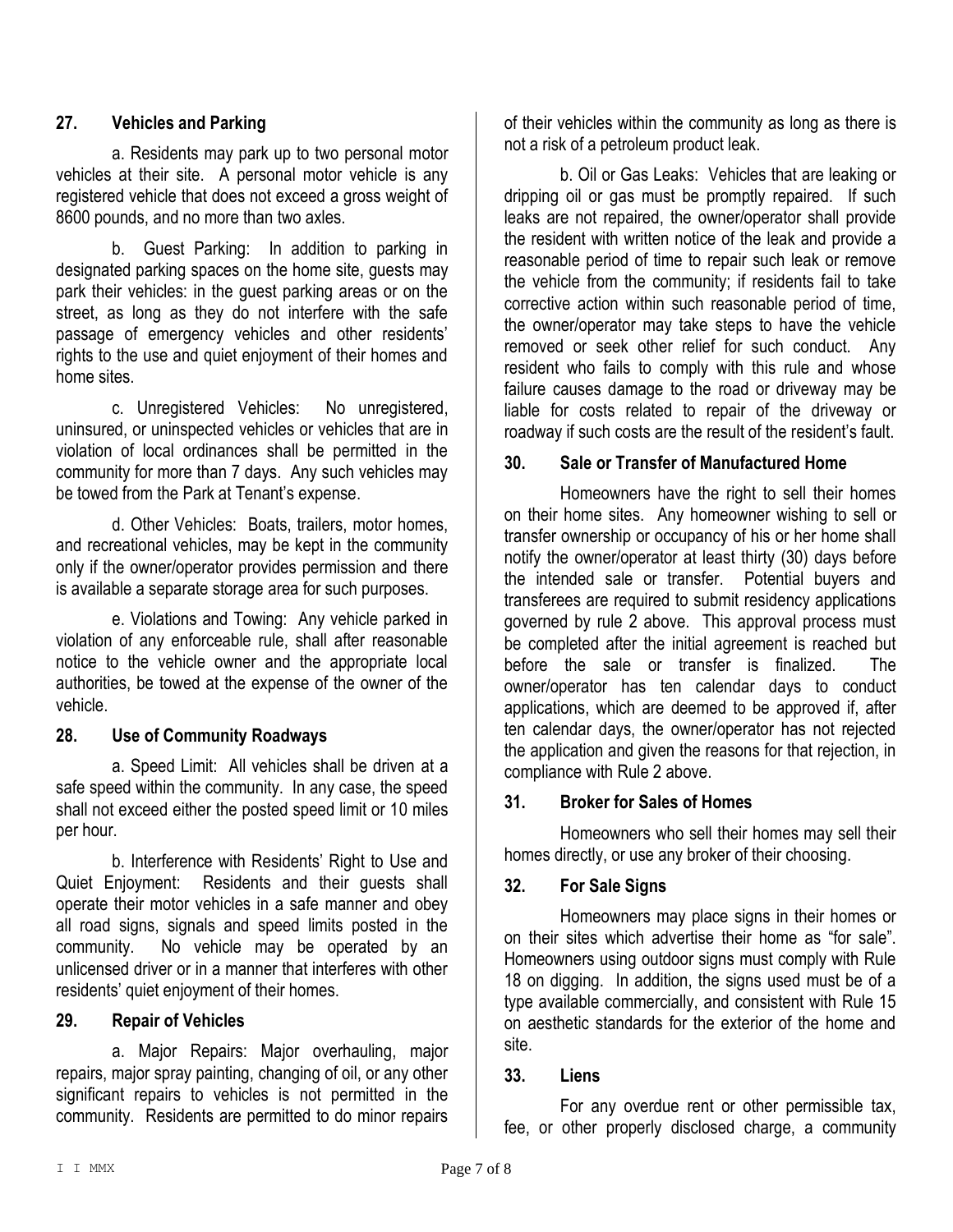## 27. Vehicles and Parking

a. Residents may park up to two personal motor vehicles at their site. A personal motor vehicle is any registered vehicle that does not exceed a gross weight of 8600 pounds, and no more than two axles.

b. Guest Parking: In addition to parking in designated parking spaces on the home site, guests may park their vehicles: in the guest parking areas or on the street, as long as they do not interfere with the safe passage of emergency vehicles and other residents' rights to the use and quiet enjoyment of their homes and home sites.

c. Unregistered Vehicles: No unregistered, uninsured, or uninspected vehicles or vehicles that are in violation of local ordinances shall be permitted in the community for more than 7 days. Any such vehicles may be towed from the Park at Tenant's expense.

d. Other Vehicles: Boats, trailers, motor homes, and recreational vehicles, may be kept in the community only if the owner/operator provides permission and there is available a separate storage area for such purposes.

e. Violations and Towing: Any vehicle parked in violation of any enforceable rule, shall after reasonable notice to the vehicle owner and the appropriate local authorities, be towed at the expense of the owner of the vehicle.

## 28. Use of Community Roadways

a. Speed Limit: All vehicles shall be driven at a safe speed within the community. In any case, the speed shall not exceed either the posted speed limit or 10 miles per hour.

b. Interference with Residents' Right to Use and Quiet Enjoyment: Residents and their guests shall operate their motor vehicles in a safe manner and obey all road signs, signals and speed limits posted in the community. No vehicle may be operated by an unlicensed driver or in a manner that interferes with other residents' quiet enjoyment of their homes.

## 29. Repair of Vehicles

a. Major Repairs: Major overhauling, major repairs, major spray painting, changing of oil, or any other significant repairs to vehicles is not permitted in the community. Residents are permitted to do minor repairs of their vehicles within the community as long as there is not a risk of a petroleum product leak.

b. Oil or Gas Leaks: Vehicles that are leaking or dripping oil or gas must be promptly repaired. If such leaks are not repaired, the owner/operator shall provide the resident with written notice of the leak and provide a reasonable period of time to repair such leak or remove the vehicle from the community; if residents fail to take corrective action within such reasonable period of time, the owner/operator may take steps to have the vehicle removed or seek other relief for such conduct. Any resident who fails to comply with this rule and whose failure causes damage to the road or driveway may be liable for costs related to repair of the driveway or roadway if such costs are the result of the resident's fault.

## 30. Sale or Transfer of Manufactured Home

Homeowners have the right to sell their homes on their home sites. Any homeowner wishing to sell or transfer ownership or occupancy of his or her home shall notify the owner/operator at least thirty (30) days before the intended sale or transfer. Potential buyers and transferees are required to submit residency applications governed by rule 2 above. This approval process must be completed after the initial agreement is reached but before the sale or transfer is finalized. The owner/operator has ten calendar days to conduct applications, which are deemed to be approved if, after ten calendar days, the owner/operator has not rejected the application and given the reasons for that rejection, in compliance with Rule 2 above.

## 31. Broker for Sales of Homes

Homeowners who sell their homes may sell their homes directly, or use any broker of their choosing.

## 32. For Sale Signs

Homeowners may place signs in their homes or on their sites which advertise their home as "for sale". Homeowners using outdoor signs must comply with Rule 18 on digging. In addition, the signs used must be of a type available commercially, and consistent with Rule 15 on aesthetic standards for the exterior of the home and site.

## 33. Liens

For any overdue rent or other permissible tax, fee, or other properly disclosed charge, a community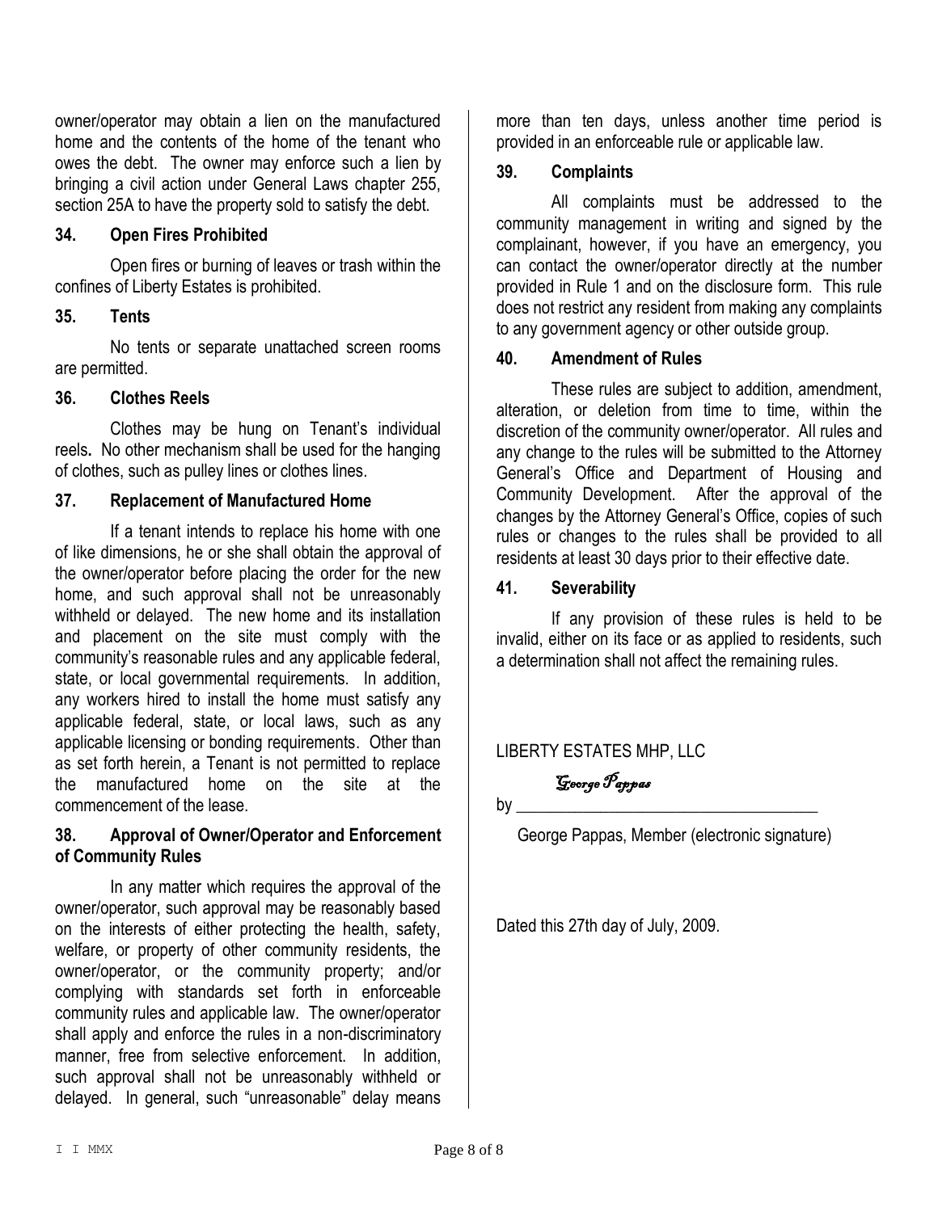owner/operator may obtain a lien on the manufactured home and the contents of the home of the tenant who owes the debt. The owner may enforce such a lien by bringing a civil action under General Laws chapter 255, section 25A to have the property sold to satisfy the debt.

### 34. Open Fires Prohibited

Open fires or burning of leaves or trash within the confines of Liberty Estates is prohibited.

### 35. Tents

No tents or separate unattached screen rooms are permitted.

### 36. Clothes Reels

Clothes may be hung on Tenant's individual reels**.** No other mechanism shall be used for the hanging of clothes, such as pulley lines or clothes lines.

### 37. Replacement of Manufactured Home

If a tenant intends to replace his home with one of like dimensions, he or she shall obtain the approval of the owner/operator before placing the order for the new home, and such approval shall not be unreasonably withheld or delayed. The new home and its installation and placement on the site must comply with the community's reasonable rules and any applicable federal, state, or local governmental requirements. In addition, any workers hired to install the home must satisfy any applicable federal, state, or local laws, such as any applicable licensing or bonding requirements. Other than as set forth herein, a Tenant is not permitted to replace the manufactured home on the site at the commencement of the lease.

### 38. Approval of Owner/Operator and Enforcement of Community Rules

In any matter which requires the approval of the owner/operator, such approval may be reasonably based on the interests of either protecting the health, safety, welfare, or property of other community residents, the owner/operator, or the community property; and/or complying with standards set forth in enforceable community rules and applicable law. The owner/operator shall apply and enforce the rules in a non-discriminatory manner, free from selective enforcement. In addition, such approval shall not be unreasonably withheld or delayed. In general, such "unreasonable" delay means more than ten days, unless another time period is provided in an enforceable rule or applicable law.

### 39. Complaints

All complaints must be addressed to the community management in writing and signed by the complainant, however, if you have an emergency, you can contact the owner/operator directly at the number provided in Rule 1 and on the disclosure form. This rule does not restrict any resident from making any complaints to any government agency or other outside group.

### 40. Amendment of Rules

These rules are subject to addition, amendment, alteration, or deletion from time to time, within the discretion of the community owner/operator. All rules and any change to the rules will be submitted to the Attorney General's Office and Department of Housing and Community Development. After the approval of the changes by the Attorney General's Office, copies of such rules or changes to the rules shall be provided to all residents at least 30 days prior to their effective date.

### 41. Severability

If any provision of these rules is held to be invalid, either on its face or as applied to residents, such a determination shall not affect the remaining rules.

LIBERTY ESTATES MHP, LLC

by *George Pappas*

George Pappas, Member (electronic signature)

Dated this 27th day of July, 2009.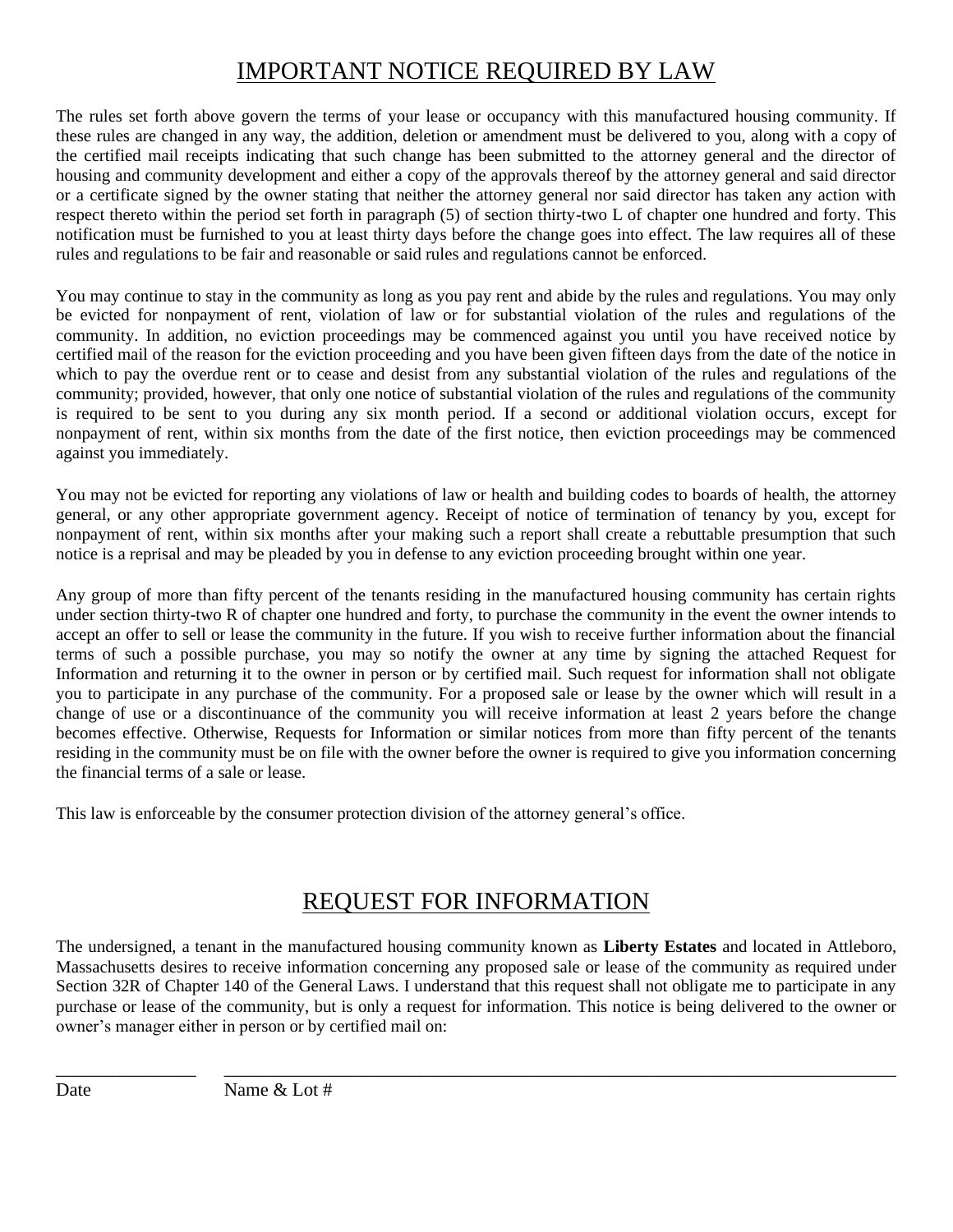# IMPORTANT NOTICE REQUIRED BY LAW

The rules set forth above govern the terms of your lease or occupancy with this manufactured housing community. If these rules are changed in any way, the addition, deletion or amendment must be delivered to you, along with a copy of the certified mail receipts indicating that such change has been submitted to the attorney general and the director of housing and community development and either a copy of the approvals thereof by the attorney general and said director or a certificate signed by the owner stating that neither the attorney general nor said director has taken any action with respect thereto within the period set forth in paragraph (5) of section thirty-two L of chapter one hundred and forty. This notification must be furnished to you at least thirty days before the change goes into effect. The law requires all of these rules and regulations to be fair and reasonable or said rules and regulations cannot be enforced.

You may continue to stay in the community as long as you pay rent and abide by the rules and regulations. You may only be evicted for nonpayment of rent, violation of law or for substantial violation of the rules and regulations of the community. In addition, no eviction proceedings may be commenced against you until you have received notice by certified mail of the reason for the eviction proceeding and you have been given fifteen days from the date of the notice in which to pay the overdue rent or to cease and desist from any substantial violation of the rules and regulations of the community; provided, however, that only one notice of substantial violation of the rules and regulations of the community is required to be sent to you during any six month period. If a second or additional violation occurs, except for nonpayment of rent, within six months from the date of the first notice, then eviction proceedings may be commenced against you immediately.

You may not be evicted for reporting any violations of law or health and building codes to boards of health, the attorney general, or any other appropriate government agency. Receipt of notice of termination of tenancy by you, except for nonpayment of rent, within six months after your making such a report shall create a rebuttable presumption that such notice is a reprisal and may be pleaded by you in defense to any eviction proceeding brought within one year.

Any group of more than fifty percent of the tenants residing in the manufactured housing community has certain rights under section thirty-two R of chapter one hundred and forty, to purchase the community in the event the owner intends to accept an offer to sell or lease the community in the future. If you wish to receive further information about the financial terms of such a possible purchase, you may so notify the owner at any time by signing the attached Request for Information and returning it to the owner in person or by certified mail. Such request for information shall not obligate you to participate in any purchase of the community. For a proposed sale or lease by the owner which will result in a change of use or a discontinuance of the community you will receive information at least 2 years before the change becomes effective. Otherwise, Requests for Information or similar notices from more than fifty percent of the tenants residing in the community must be on file with the owner before the owner is required to give you information concerning the financial terms of a sale or lease.

This law is enforceable by the consumer protection division of the attorney general's office.

# REQUEST FOR INFORMATION

The undersigned, a tenant in the manufactured housing community known as **Liberty Estates** and located in Attleboro, Massachusetts desires to receive information concerning any proposed sale or lease of the community as required under Section 32R of Chapter 140 of the General Laws. I understand that this request shall not obligate me to participate in any purchase or lease of the community, but is only a request for information. This notice is being delivered to the owner or owner's manager either in person or by certified mail on:

_______________ _______________________________________________________________

Date Name & Lot #